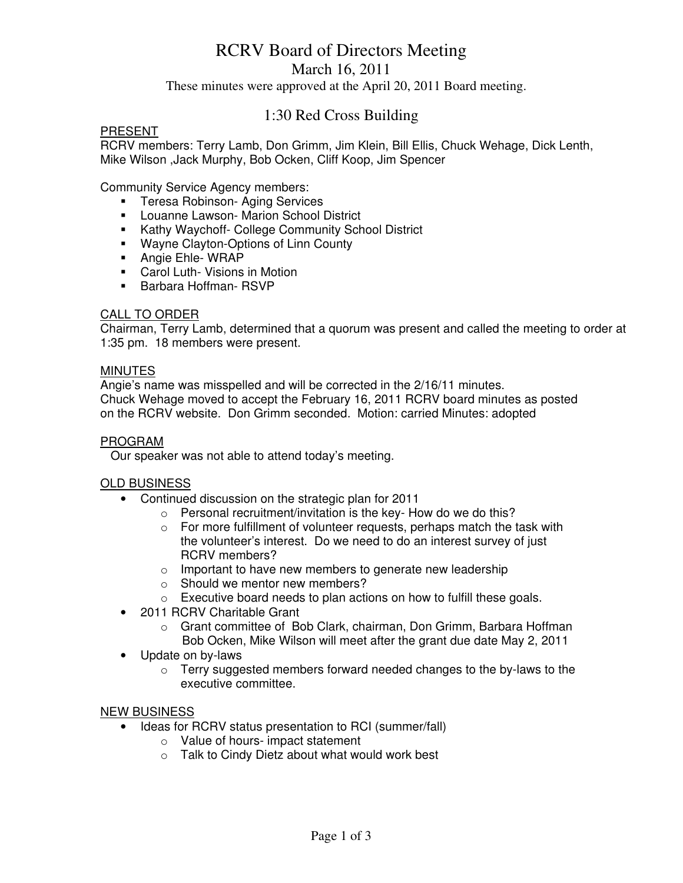# RCRV Board of Directors Meeting

## March 16, 2011

These minutes were approved at the April 20, 2011 Board meeting.

## 1:30 Red Cross Building

PRESENT

RCRV members: Terry Lamb, Don Grimm, Jim Klein, Bill Ellis, Chuck Wehage, Dick Lenth, Mike Wilson ,Jack Murphy, Bob Ocken, Cliff Koop, Jim Spencer

Community Service Agency members:

- Teresa Robinson- Aging Services
- Louanne Lawson- Marion School District
- Kathy Waychoff- College Community School District
- Wayne Clayton-Options of Linn County
- Angie Ehle- WRAP
- Carol Luth- Visions in Motion
- Barbara Hoffman- RSVP

CALL TO ORDER

Chairman, Terry Lamb, determined that a quorum was present and called the meeting to order at 1:35 pm. 18 members were present.

MINUTES

Angie's name was misspelled and will be corrected in the 2/16/11 minutes.
Chuck Wehage moved to accept the February 16, 2011 RCRV board minutes as posted on the RCRV website. Don Grimm seconded. Motion: carried Minutes: adopted

PROGRAM

Our speaker was not able to attend today's meeting.

OLD BUSINESS

- Continued discussion on the strategic plan for 2011
  - Personal recruitment/invitation is the key- How do we do this?
  - For more fulfillment of volunteer requests, perhaps match the task with the volunteer's interest. Do we need to do an interest survey of just RCRV members?
  - Important to have new members to generate new leadership
  - Should we mentor new members?
  - Executive board needs to plan actions on how to fulfill these goals.
- 2011 RCRV Charitable Grant
  - Grant committee of Bob Clark, chairman, Don Grimm, Barbara Hoffman Bob Ocken, Mike Wilson will meet after the grant due date May 2, 2011
- Update on by-laws
  - Terry suggested members forward needed changes to the by-laws to the executive committee.

NEW BUSINESS

- Ideas for RCRV status presentation to RCI (summer/fall)
  - Value of hours- impact statement
  - Talk to Cindy Dietz about what would work best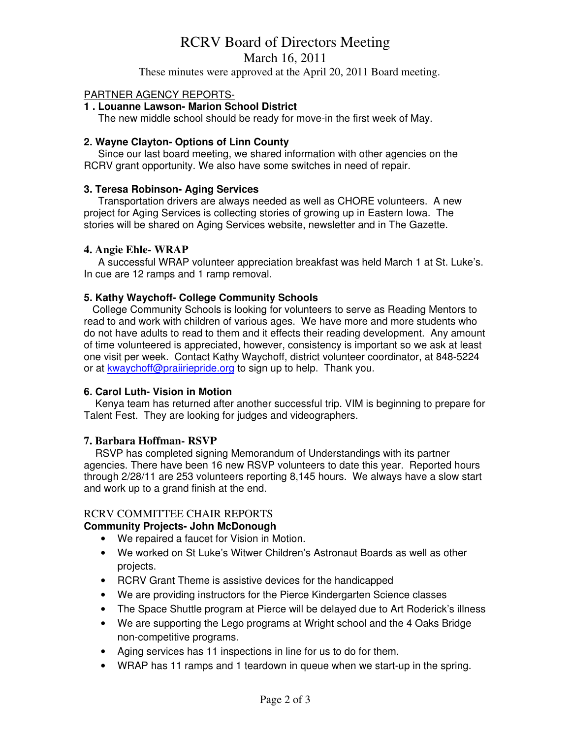# RCRV Board of Directors Meeting

March 16, 2011

These minutes were approved at the April 20, 2011 Board meeting.

PARTNER AGENCY REPORTS-

**1 . Louanne Lawson- Marion School District**

The new middle school should be ready for move-in the first week of May.

**2. Wayne Clayton- Options of Linn County**

Since our last board meeting, we shared information with other agencies on the RCRV grant opportunity. We also have some switches in need of repair.

**3. Teresa Robinson- Aging Services**

Transportation drivers are always needed as well as CHORE volunteers. A new project for Aging Services is collecting stories of growing up in Eastern Iowa. The stories will be shared on Aging Services website, newsletter and in The Gazette.

**4. Angie Ehle- WRAP**

A successful WRAP volunteer appreciation breakfast was held March 1 at St. Luke's. In cue are 12 ramps and 1 ramp removal.

**5. Kathy Waychoff- College Community Schools**

College Community Schools is looking for volunteers to serve as Reading Mentors to read to and work with children of various ages. We have more and more students who do not have adults to read to them and it effects their reading development. Any amount of time volunteered is appreciated, however, consistency is important so we ask at least one visit per week. Contact Kathy Waychoff, district volunteer coordinator, at 848-5224 or at kwaychoff@praiiriepride.org to sign up to help. Thank you.

**6. Carol Luth- Vision in Motion**

Kenya team has returned after another successful trip. VIM is beginning to prepare for Talent Fest. They are looking for judges and videographers.

**7. Barbara Hoffman- RSVP**

RSVP has completed signing Memorandum of Understandings with its partner agencies. There have been 16 new RSVP volunteers to date this year. Reported hours through 2/28/11 are 253 volunteers reporting 8,145 hours. We always have a slow start and work up to a grand finish at the end.

RCRV COMMITTEE CHAIR REPORTS

**Community Projects- John McDonough**

- We repaired a faucet for Vision in Motion.
- We worked on St Luke's Witwer Children's Astronaut Boards as well as other projects.
- RCRV Grant Theme is assistive devices for the handicapped
- We are providing instructors for the Pierce Kindergarten Science classes
- The Space Shuttle program at Pierce will be delayed due to Art Roderick's illness
- We are supporting the Lego programs at Wright school and the 4 Oaks Bridge non-competitive programs.
- Aging services has 11 inspections in line for us to do for them.
- WRAP has 11 ramps and 1 teardown in queue when we start-up in the spring.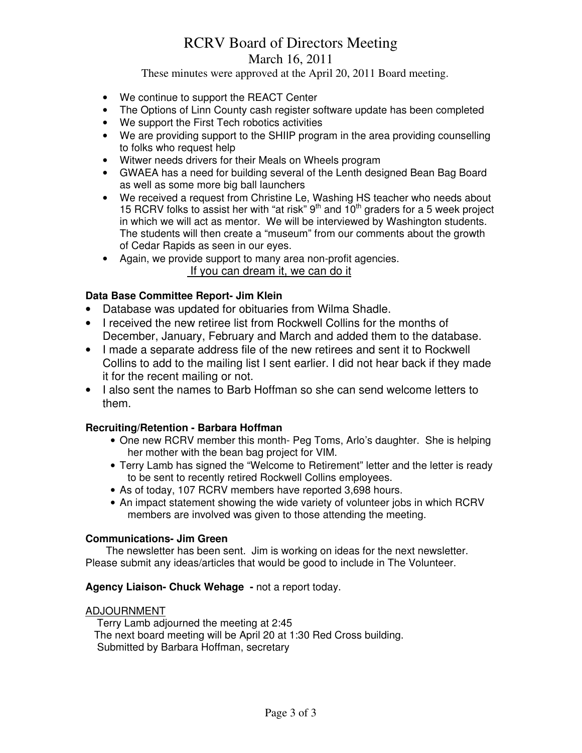# RCRV Board of Directors Meeting

March 16, 2011

These minutes were approved at the April 20, 2011 Board meeting.

- We continue to support the REACT Center
- The Options of Linn County cash register software update has been completed
- We support the First Tech robotics activities
- We are providing support to the SHIIP program in the area providing counselling to folks who request help
- Witwer needs drivers for their Meals on Wheels program
- GWAEA has a need for building several of the Lenth designed Bean Bag Board as well as some more big ball launchers
- We received a request from Christine Le, Washing HS teacher who needs about 15 RCRV folks to assist her with "at risk" 9th and 10th graders for a 5 week project in which we will act as mentor. We will be interviewed by Washington students. The students will then create a "museum" from our comments about the growth of Cedar Rapids as seen in our eyes.
- Again, we provide support to many area non-profit agencies.

<u>If you can dream it, we can do it</u>

**Data Base Committee Report- Jim Klein**

- Database was updated for obituaries from Wilma Shadle.
- I received the new retiree list from Rockwell Collins for the months of December, January, February and March and added them to the database.
- I made a separate address file of the new retirees and sent it to Rockwell Collins to add to the mailing list I sent earlier. I did not hear back if they made it for the recent mailing or not.
- I also sent the names to Barb Hoffman so she can send welcome letters to them.

**Recruiting/Retention - Barbara Hoffman**

- One new RCRV member this month- Peg Toms, Arlo's daughter. She is helping her mother with the bean bag project for VIM.
- Terry Lamb has signed the "Welcome to Retirement" letter and the letter is ready to be sent to recently retired Rockwell Collins employees.
- As of today, 107 RCRV members have reported 3,698 hours.
- An impact statement showing the wide variety of volunteer jobs in which RCRV members are involved was given to those attending the meeting.

**Communications- Jim Green**

The newsletter has been sent. Jim is working on ideas for the next newsletter. Please submit any ideas/articles that would be good to include in The Volunteer.

**Agency Liaison- Chuck Wehage -** not a report today.

<u>ADJOURNMENT</u>

Terry Lamb adjourned the meeting at 2:45

The next board meeting will be April 20 at 1:30 Red Cross building.

Submitted by Barbara Hoffman, secretary